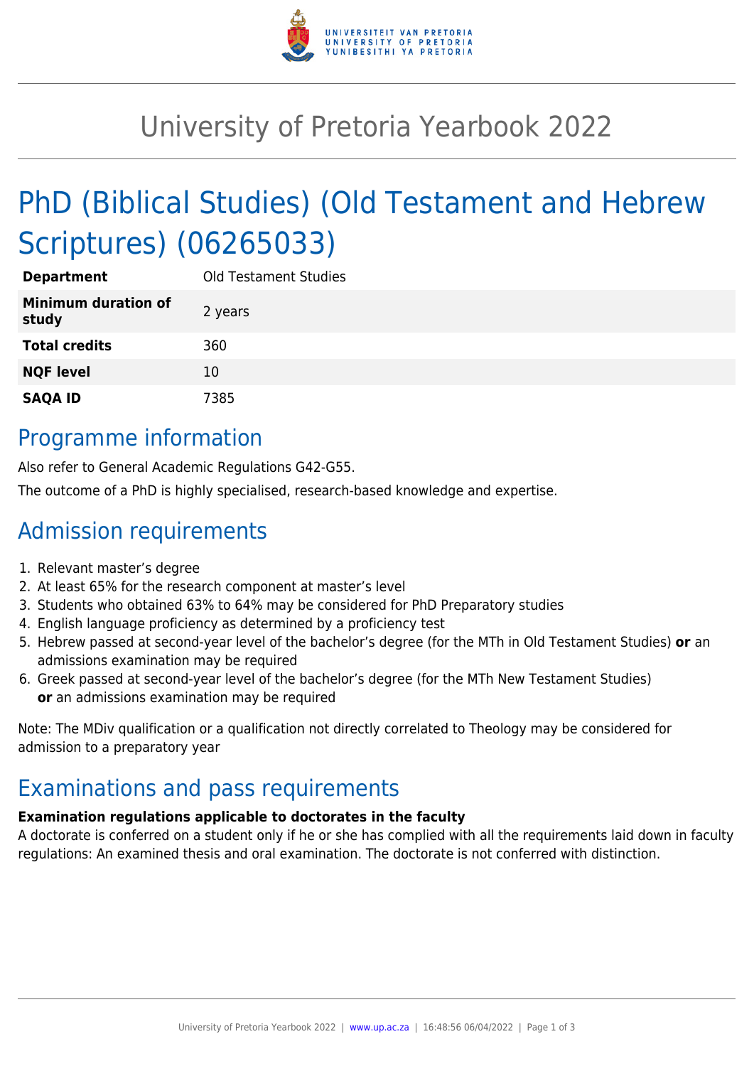# University of Pretoria Yearbook 2022

## PhD (Biblical Studies) (Old Testament and Hebrew Scriptures) (06265033)

| | |
|---|---|
| **Department** | Old Testament Studies |
| **Minimum duration of study** | 2 years |
| **Total credits** | 360 |
| **NQF level** | 10 |
| **SAQA ID** | 7385 |

## Programme information

Also refer to General Academic Regulations G42-G55.

The outcome of a PhD is highly specialised, research-based knowledge and expertise.

## Admission requirements

1. Relevant master's degree
2. At least 65% for the research component at master's level
3. Students who obtained 63% to 64% may be considered for PhD Preparatory studies
4. English language proficiency as determined by a proficiency test
5. Hebrew passed at second-year level of the bachelor's degree (for the MTh in Old Testament Studies) **or** an admissions examination may be required
6. Greek passed at second-year level of the bachelor's degree (for the MTh New Testament Studies) **or** an admissions examination may be required

Note: The MDiv qualification or a qualification not directly correlated to Theology may be considered for admission to a preparatory year

## Examinations and pass requirements

**Examination regulations applicable to doctorates in the faculty**

A doctorate is conferred on a student only if he or she has complied with all the requirements laid down in faculty regulations: An examined thesis and oral examination. The doctorate is not conferred with distinction.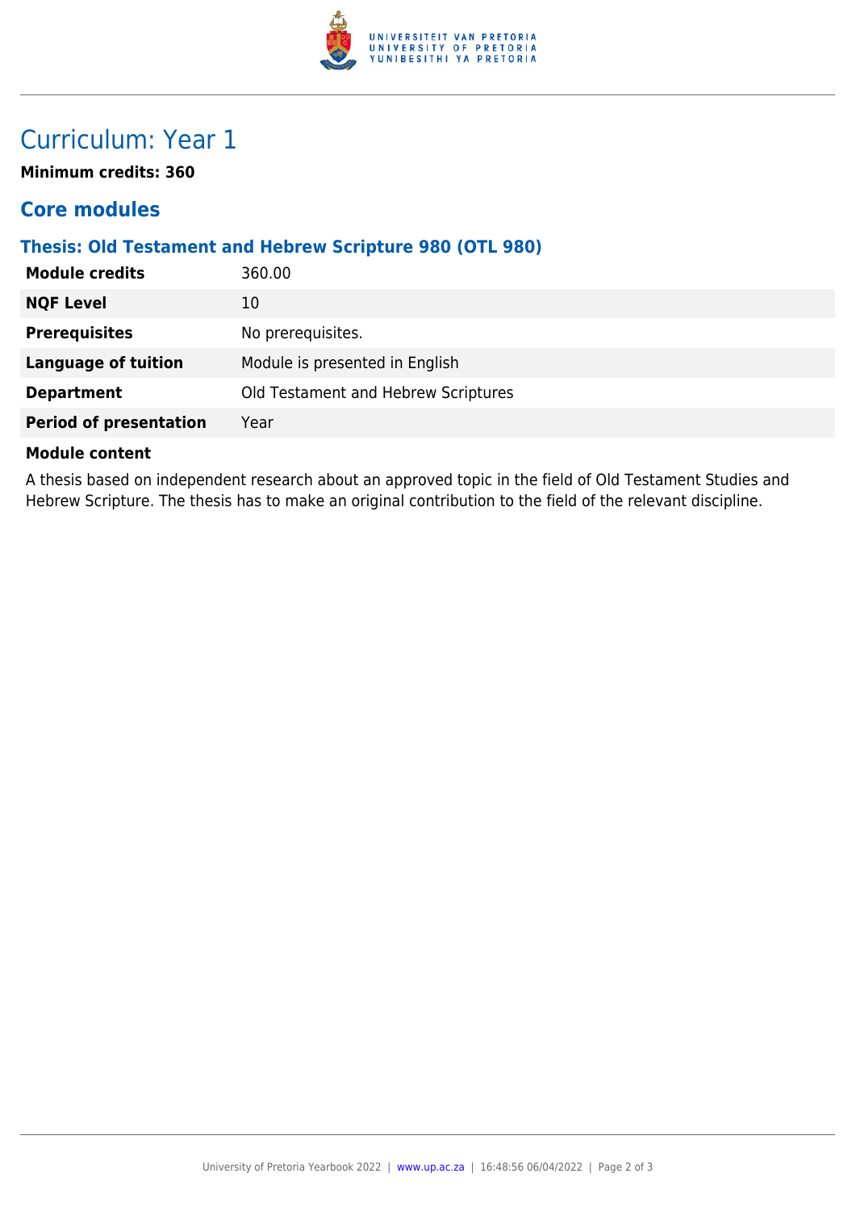# Curriculum: Year 1

**Minimum credits: 360**

## Core modules

### Thesis: Old Testament and Hebrew Scripture 980 (OTL 980)

| | |
|---|---|
| **Module credits** | 360.00 |
| **NQF Level** | 10 |
| **Prerequisites** | No prerequisites. |
| **Language of tuition** | Module is presented in English |
| **Department** | Old Testament and Hebrew Scriptures |
| **Period of presentation** | Year |

**Module content**

A thesis based on independent research about an approved topic in the field of Old Testament Studies and Hebrew Scripture. The thesis has to make an original contribution to the field of the relevant discipline.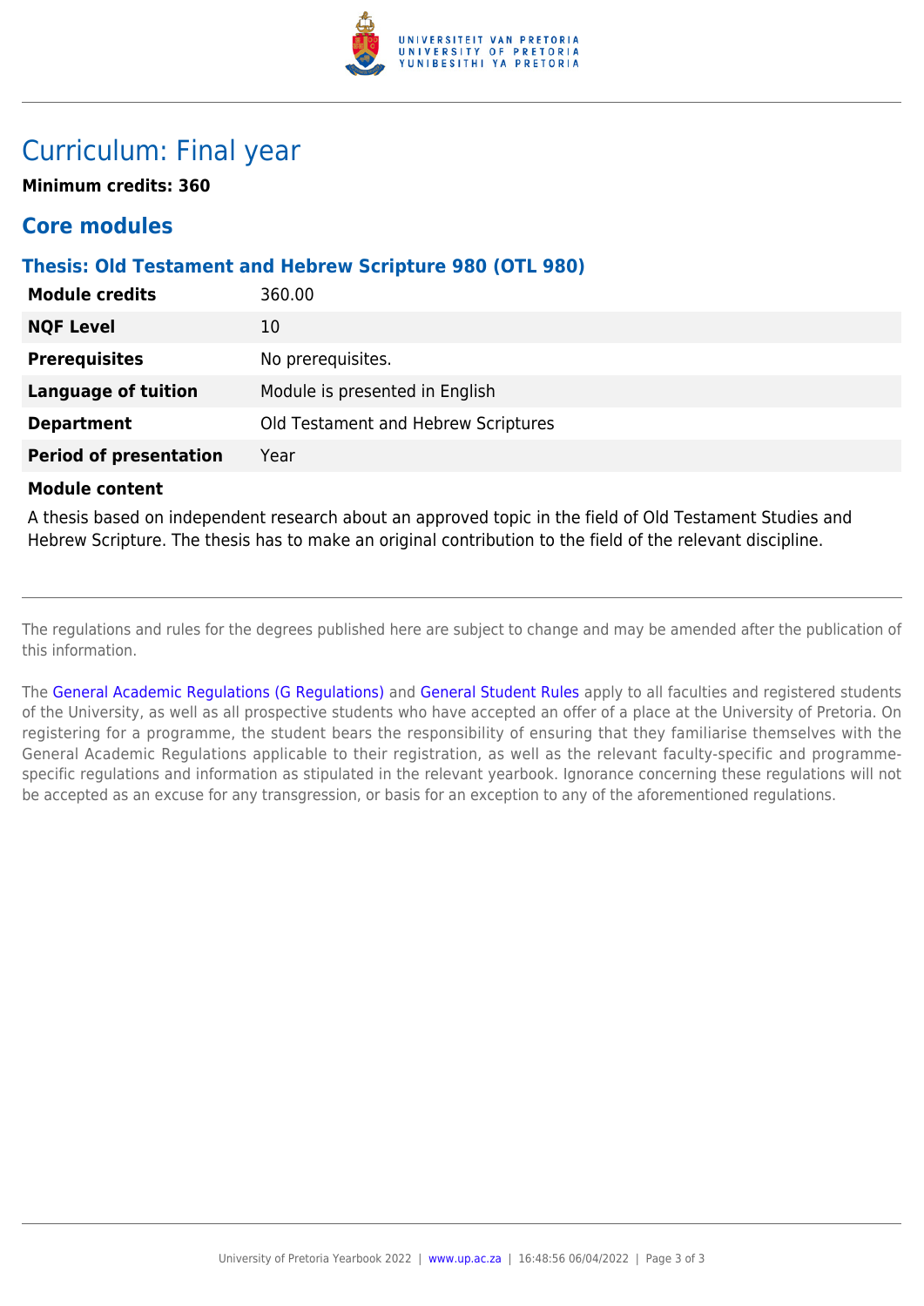# Curriculum: Final year

**Minimum credits: 360**

## Core modules

### Thesis: Old Testament and Hebrew Scripture 980 (OTL 980)

| | |
|---|---|
| **Module credits** | 360.00 |
| **NQF Level** | 10 |
| **Prerequisites** | No prerequisites. |
| **Language of tuition** | Module is presented in English |
| **Department** | Old Testament and Hebrew Scriptures |
| **Period of presentation** | Year |

**Module content**

A thesis based on independent research about an approved topic in the field of Old Testament Studies and Hebrew Scripture. The thesis has to make an original contribution to the field of the relevant discipline.

---

The regulations and rules for the degrees published here are subject to change and may be amended after the publication of this information.

The General Academic Regulations (G Regulations) and General Student Rules apply to all faculties and registered students of the University, as well as all prospective students who have accepted an offer of a place at the University of Pretoria. On registering for a programme, the student bears the responsibility of ensuring that they familiarise themselves with the General Academic Regulations applicable to their registration, as well as the relevant faculty-specific and programme-specific regulations and information as stipulated in the relevant yearbook. Ignorance concerning these regulations will not be accepted as an excuse for any transgression, or basis for an exception to any of the aforementioned regulations.